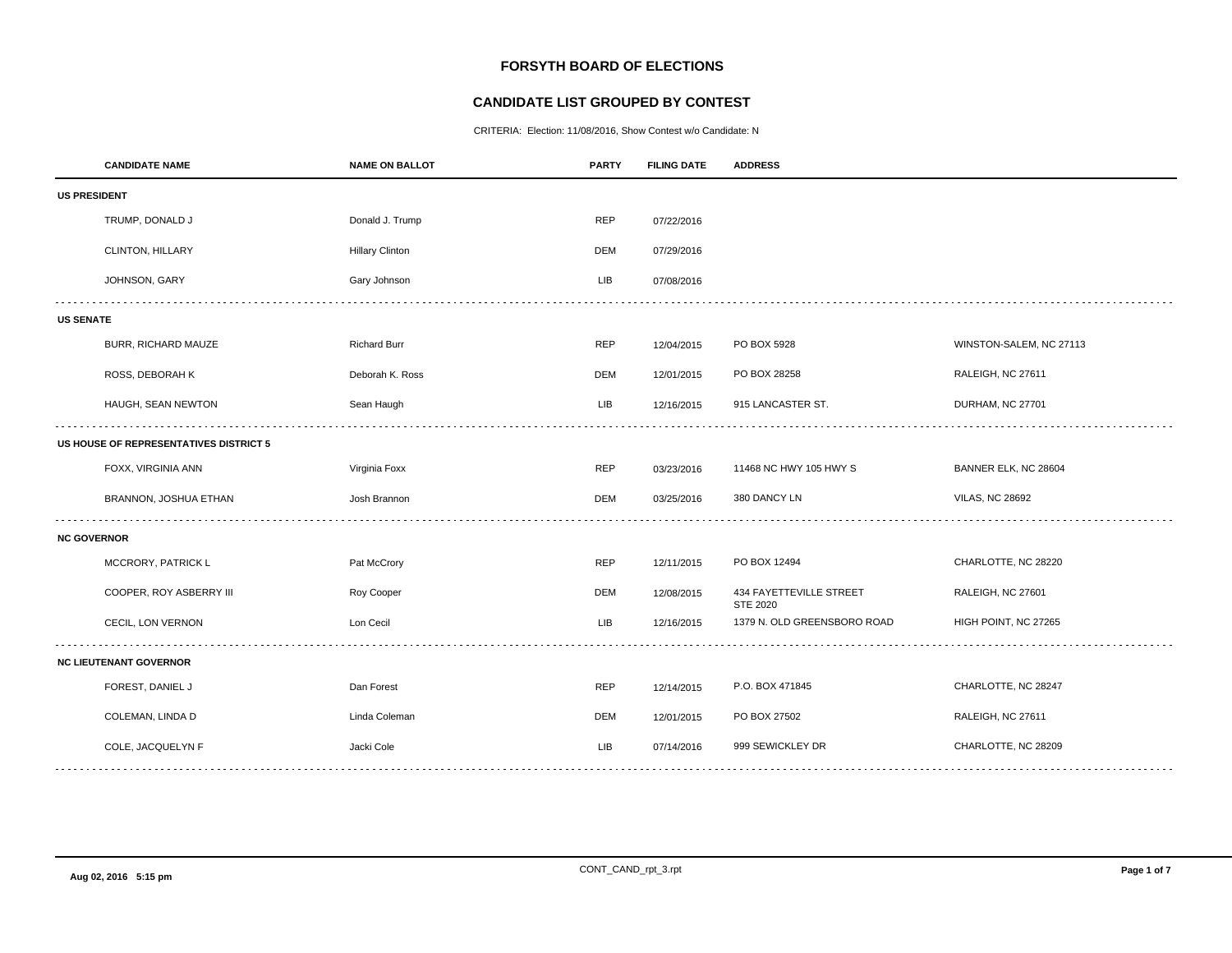# FORSYTH BOARD OF ELECTIONS

## CANDIDATE LIST GROUPED BY CONTEST

CRITERIA: Election: 11/08/2016, Show Contest w/o Candidate: N

| CANDIDATE NAME | NAME ON BALLOT | PARTY | FILING DATE | ADDRESS | |
|---|---|---|---|---|---|
| **US PRESIDENT** | | | | | |
| TRUMP, DONALD J | Donald J. Trump | REP | 07/22/2016 | | |
| CLINTON, HILLARY | Hillary Clinton | DEM | 07/29/2016 | | |
| JOHNSON, GARY | Gary Johnson | LIB | 07/08/2016 | | |
| **US SENATE** | | | | | |
| BURR, RICHARD MAUZE | Richard Burr | REP | 12/04/2015 | PO BOX 5928 | WINSTON-SALEM, NC 27113 |
| ROSS, DEBORAH K | Deborah K. Ross | DEM | 12/01/2015 | PO BOX 28258 | RALEIGH, NC 27611 |
| HAUGH, SEAN NEWTON | Sean Haugh | LIB | 12/16/2015 | 915 LANCASTER ST. | DURHAM, NC 27701 |
| **US HOUSE OF REPRESENTATIVES DISTRICT 5** | | | | | |
| FOXX, VIRGINIA ANN | Virginia Foxx | REP | 03/23/2016 | 11468 NC HWY 105 HWY S | BANNER ELK, NC 28604 |
| BRANNON, JOSHUA ETHAN | Josh Brannon | DEM | 03/25/2016 | 380 DANCY LN | VILAS, NC 28692 |
| **NC GOVERNOR** | | | | | |
| MCCRORY, PATRICK L | Pat McCrory | REP | 12/11/2015 | PO BOX 12494 | CHARLOTTE, NC 28220 |
| COOPER, ROY ASBERRY III | Roy Cooper | DEM | 12/08/2015 | 434 FAYETTEVILLE STREET STE 2020 | RALEIGH, NC 27601 |
| CECIL, LON VERNON | Lon Cecil | LIB | 12/16/2015 | 1379 N. OLD GREENSBORO ROAD | HIGH POINT, NC 27265 |
| **NC LIEUTENANT GOVERNOR** | | | | | |
| FOREST, DANIEL J | Dan Forest | REP | 12/14/2015 | P.O. BOX 471845 | CHARLOTTE, NC 28247 |
| COLEMAN, LINDA D | Linda Coleman | DEM | 12/01/2015 | PO BOX 27502 | RALEIGH, NC 27611 |
| COLE, JACQUELYN F | Jacki Cole | LIB | 07/14/2016 | 999 SEWICKLEY DR | CHARLOTTE, NC 28209 |

Aug 02, 2016 5:15 pm

CONT_CAND_rpt_3.rpt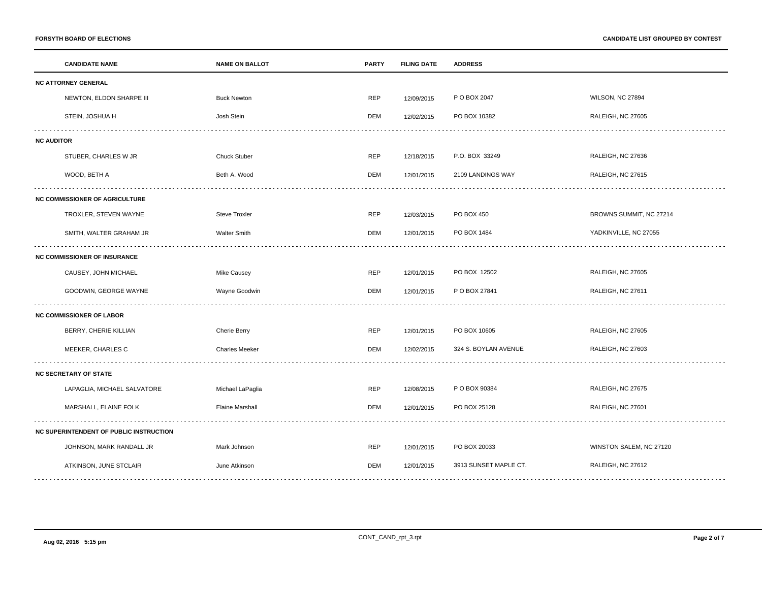| CANDIDATE NAME | NAME ON BALLOT | PARTY | FILING DATE | ADDRESS | |
|---|---|---|---|---|---|
| **NC ATTORNEY GENERAL** | | | | | |
| NEWTON, ELDON SHARPE III | Buck Newton | REP | 12/09/2015 | P O BOX 2047 | WILSON, NC 27894 |
| STEIN, JOSHUA H | Josh Stein | DEM | 12/02/2015 | PO BOX 10382 | RALEIGH, NC 27605 |
| **NC AUDITOR** | | | | | |
| STUBER, CHARLES W JR | Chuck Stuber | REP | 12/18/2015 | P.O. BOX 33249 | RALEIGH, NC 27636 |
| WOOD, BETH A | Beth A. Wood | DEM | 12/01/2015 | 2109 LANDINGS WAY | RALEIGH, NC 27615 |
| **NC COMMISSIONER OF AGRICULTURE** | | | | | |
| TROXLER, STEVEN WAYNE | Steve Troxler | REP | 12/03/2015 | PO BOX 450 | BROWNS SUMMIT, NC 27214 |
| SMITH, WALTER GRAHAM JR | Walter Smith | DEM | 12/01/2015 | PO BOX 1484 | YADKINVILLE, NC 27055 |
| **NC COMMISSIONER OF INSURANCE** | | | | | |
| CAUSEY, JOHN MICHAEL | Mike Causey | REP | 12/01/2015 | PO BOX 12502 | RALEIGH, NC 27605 |
| GOODWIN, GEORGE WAYNE | Wayne Goodwin | DEM | 12/01/2015 | P O BOX 27841 | RALEIGH, NC 27611 |
| **NC COMMISSIONER OF LABOR** | | | | | |
| BERRY, CHERIE KILLIAN | Cherie Berry | REP | 12/01/2015 | PO BOX 10605 | RALEIGH, NC 27605 |
| MEEKER, CHARLES C | Charles Meeker | DEM | 12/02/2015 | 324 S. BOYLAN AVENUE | RALEIGH, NC 27603 |
| **NC SECRETARY OF STATE** | | | | | |
| LAPAGLIA, MICHAEL SALVATORE | Michael LaPaglia | REP | 12/08/2015 | P O BOX 90384 | RALEIGH, NC 27675 |
| MARSHALL, ELAINE FOLK | Elaine Marshall | DEM | 12/01/2015 | PO BOX 25128 | RALEIGH, NC 27601 |
| **NC SUPERINTENDENT OF PUBLIC INSTRUCTION** | | | | | |
| JOHNSON, MARK RANDALL JR | Mark Johnson | REP | 12/01/2015 | PO BOX 20033 | WINSTON SALEM, NC 27120 |
| ATKINSON, JUNE STCLAIR | June Atkinson | DEM | 12/01/2015 | 3913 SUNSET MAPLE CT. | RALEIGH, NC 27612 |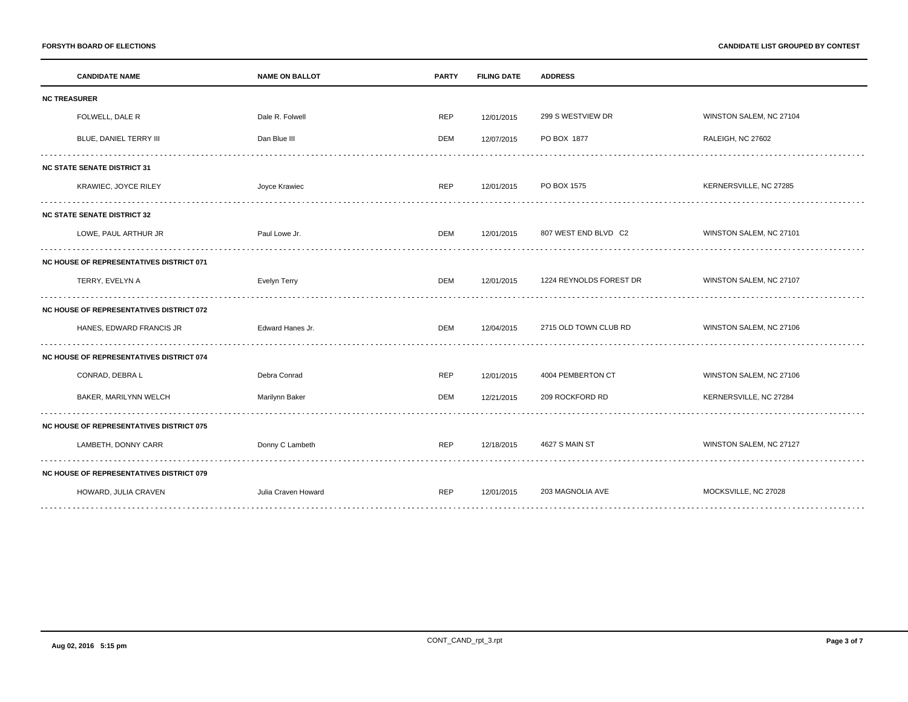**FORSYTH BOARD OF ELECTIONS** — **CANDIDATE LIST GROUPED BY CONTEST**

| CANDIDATE NAME | NAME ON BALLOT | PARTY | FILING DATE | ADDRESS | |
|---|---|---|---|---|---|
| **NC TREASURER** | | | | | |
| FOLWELL, DALE R | Dale R. Folwell | REP | 12/01/2015 | 299 S WESTVIEW DR | WINSTON SALEM, NC 27104 |
| BLUE, DANIEL TERRY III | Dan Blue III | DEM | 12/07/2015 | PO BOX 1877 | RALEIGH, NC 27602 |
| **NC STATE SENATE DISTRICT 31** | | | | | |
| KRAWIEC, JOYCE RILEY | Joyce Krawiec | REP | 12/01/2015 | PO BOX 1575 | KERNERSVILLE, NC 27285 |
| **NC STATE SENATE DISTRICT 32** | | | | | |
| LOWE, PAUL ARTHUR JR | Paul Lowe Jr. | DEM | 12/01/2015 | 807 WEST END BLVD C2 | WINSTON SALEM, NC 27101 |
| **NC HOUSE OF REPRESENTATIVES DISTRICT 071** | | | | | |
| TERRY, EVELYN A | Evelyn Terry | DEM | 12/01/2015 | 1224 REYNOLDS FOREST DR | WINSTON SALEM, NC 27107 |
| **NC HOUSE OF REPRESENTATIVES DISTRICT 072** | | | | | |
| HANES, EDWARD FRANCIS JR | Edward Hanes Jr. | DEM | 12/04/2015 | 2715 OLD TOWN CLUB RD | WINSTON SALEM, NC 27106 |
| **NC HOUSE OF REPRESENTATIVES DISTRICT 074** | | | | | |
| CONRAD, DEBRA L | Debra Conrad | REP | 12/01/2015 | 4004 PEMBERTON CT | WINSTON SALEM, NC 27106 |
| BAKER, MARILYNN WELCH | Marilynn Baker | DEM | 12/21/2015 | 209 ROCKFORD RD | KERNERSVILLE, NC 27284 |
| **NC HOUSE OF REPRESENTATIVES DISTRICT 075** | | | | | |
| LAMBETH, DONNY CARR | Donny C Lambeth | REP | 12/18/2015 | 4627 S MAIN ST | WINSTON SALEM, NC 27127 |
| **NC HOUSE OF REPRESENTATIVES DISTRICT 079** | | | | | |
| HOWARD, JULIA CRAVEN | Julia Craven Howard | REP | 12/01/2015 | 203 MAGNOLIA AVE | MOCKSVILLE, NC 27028 |

Aug 02, 2016 5:15 pm — CONT_CAND_rpt_3.rpt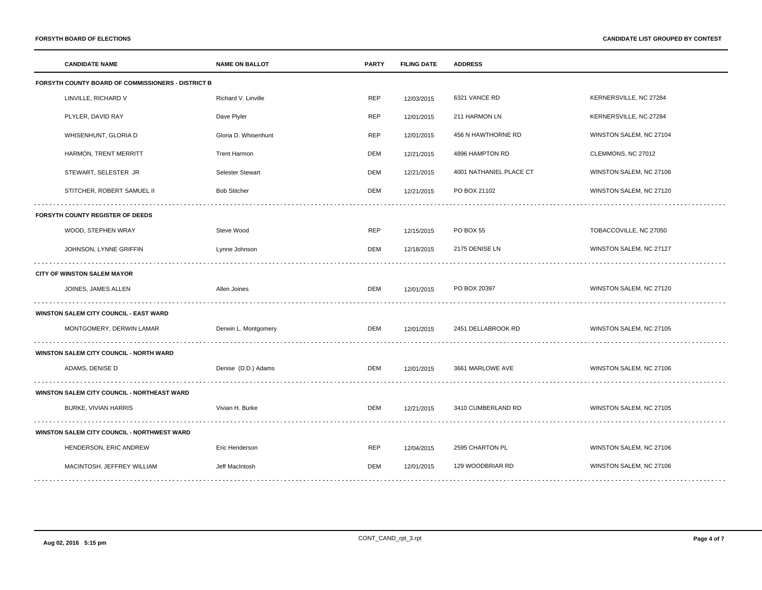**FORSYTH BOARD OF ELECTIONS** | **CANDIDATE LIST GROUPED BY CONTEST**

| CANDIDATE NAME | NAME ON BALLOT | PARTY | FILING DATE | ADDRESS | |
|---|---|---|---|---|---|
| **FORSYTH COUNTY BOARD OF COMMISSIONERS - DISTRICT B** | | | | | |
| LINVILLE, RICHARD V | Richard V. Linville | REP | 12/03/2015 | 6321 VANCE RD | KERNERSVILLE, NC 27284 |
| PLYLER, DAVID RAY | Dave Plyler | REP | 12/01/2015 | 211 HARMON LN | KERNERSVILLE, NC 27284 |
| WHISENHUNT, GLORIA D | Gloria D. Whisenhunt | REP | 12/01/2015 | 456 N HAWTHORNE RD | WINSTON SALEM, NC 27104 |
| HARMON, TRENT MERRITT | Trent Harmon | DEM | 12/21/2015 | 4896 HAMPTON RD | CLEMMONS, NC 27012 |
| STEWART, SELESTER JR | Selester Stewart | DEM | 12/21/2015 | 4001 NATHANIEL PLACE CT | WINSTON SALEM, NC 27106 |
| STITCHER, ROBERT SAMUEL II | Bob Stitcher | DEM | 12/21/2015 | PO BOX 21102 | WINSTON SALEM, NC 27120 |
| **FORSYTH COUNTY REGISTER OF DEEDS** | | | | | |
| WOOD, STEPHEN WRAY | Steve Wood | REP | 12/15/2015 | PO BOX 55 | TOBACCOVILLE, NC 27050 |
| JOHNSON, LYNNE GRIFFIN | Lynne Johnson | DEM | 12/18/2015 | 2175 DENISE LN | WINSTON SALEM, NC 27127 |
| **CITY OF WINSTON SALEM MAYOR** | | | | | |
| JOINES, JAMES ALLEN | Allen Joines | DEM | 12/01/2015 | PO BOX 20397 | WINSTON SALEM, NC 27120 |
| **WINSTON SALEM CITY COUNCIL - EAST WARD** | | | | | |
| MONTGOMERY, DERWIN LAMAR | Derwin L. Montgomery | DEM | 12/01/2015 | 2451 DELLABROOK RD | WINSTON SALEM, NC 27105 |
| **WINSTON SALEM CITY COUNCIL - NORTH WARD** | | | | | |
| ADAMS, DENISE D | Denise (D.D.) Adams | DEM | 12/01/2015 | 3661 MARLOWE AVE | WINSTON SALEM, NC 27106 |
| **WINSTON SALEM CITY COUNCIL - NORTHEAST WARD** | | | | | |
| BURKE, VIVIAN HARRIS | Vivian H. Burke | DEM | 12/21/2015 | 3410 CUMBERLAND RD | WINSTON SALEM, NC 27105 |
| **WINSTON SALEM CITY COUNCIL - NORTHWEST WARD** | | | | | |
| HENDERSON, ERIC ANDREW | Eric Henderson | REP | 12/04/2015 | 2595 CHARTON PL | WINSTON SALEM, NC 27106 |
| MACINTOSH, JEFFREY WILLIAM | Jeff MacIntosh | DEM | 12/01/2015 | 129 WOODBRIAR RD | WINSTON SALEM, NC 27106 |

Aug 02, 2016 5:15 pm CONT_CAND_rpt_3.rpt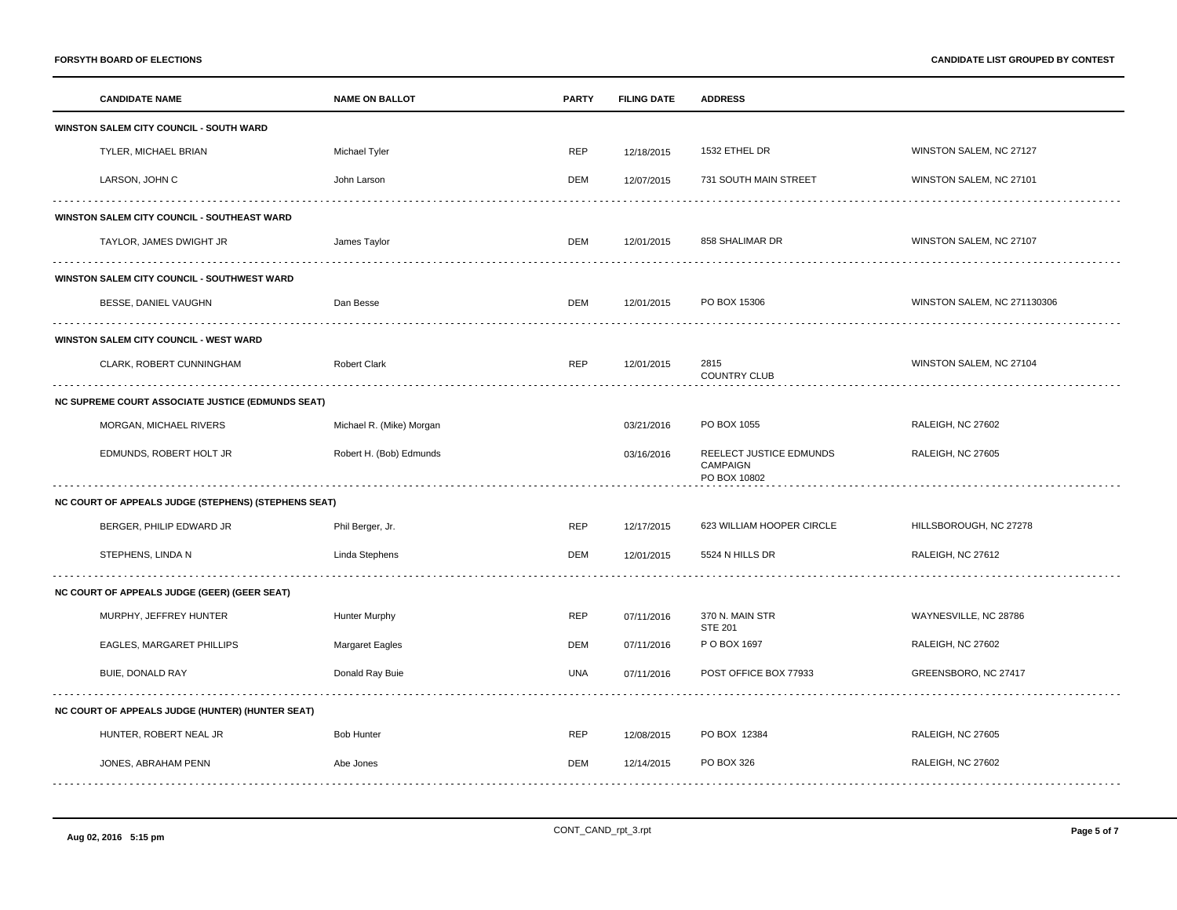| CANDIDATE NAME | NAME ON BALLOT | PARTY | FILING DATE | ADDRESS | |
|---|---|---|---|---|---|
| **WINSTON SALEM CITY COUNCIL - SOUTH WARD** | | | | | |
| TYLER, MICHAEL BRIAN | Michael Tyler | REP | 12/18/2015 | 1532 ETHEL DR | WINSTON SALEM, NC 27127 |
| LARSON, JOHN C | John Larson | DEM | 12/07/2015 | 731 SOUTH MAIN STREET | WINSTON SALEM, NC 27101 |
| **WINSTON SALEM CITY COUNCIL - SOUTHEAST WARD** | | | | | |
| TAYLOR, JAMES DWIGHT JR | James Taylor | DEM | 12/01/2015 | 858 SHALIMAR DR | WINSTON SALEM, NC 27107 |
| **WINSTON SALEM CITY COUNCIL - SOUTHWEST WARD** | | | | | |
| BESSE, DANIEL VAUGHN | Dan Besse | DEM | 12/01/2015 | PO BOX 15306 | WINSTON SALEM, NC 271130306 |
| **WINSTON SALEM CITY COUNCIL - WEST WARD** | | | | | |
| CLARK, ROBERT CUNNINGHAM | Robert Clark | REP | 12/01/2015 | 2815 COUNTRY CLUB | WINSTON SALEM, NC 27104 |
| **NC SUPREME COURT ASSOCIATE JUSTICE (EDMUNDS SEAT)** | | | | | |
| MORGAN, MICHAEL RIVERS | Michael R. (Mike) Morgan | | 03/21/2016 | PO BOX 1055 | RALEIGH, NC 27602 |
| EDMUNDS, ROBERT HOLT JR | Robert H. (Bob) Edmunds | | 03/16/2016 | REELECT JUSTICE EDMUNDS CAMPAIGN PO BOX 10802 | RALEIGH, NC 27605 |
| **NC COURT OF APPEALS JUDGE (STEPHENS) (STEPHENS SEAT)** | | | | | |
| BERGER, PHILIP EDWARD JR | Phil Berger, Jr. | REP | 12/17/2015 | 623 WILLIAM HOOPER CIRCLE | HILLSBOROUGH, NC 27278 |
| STEPHENS, LINDA N | Linda Stephens | DEM | 12/01/2015 | 5524 N HILLS DR | RALEIGH, NC 27612 |
| **NC COURT OF APPEALS JUDGE (GEER) (GEER SEAT)** | | | | | |
| MURPHY, JEFFREY HUNTER | Hunter Murphy | REP | 07/11/2016 | 370 N. MAIN STR STE 201 | WAYNESVILLE, NC 28786 |
| EAGLES, MARGARET PHILLIPS | Margaret Eagles | DEM | 07/11/2016 | P O BOX 1697 | RALEIGH, NC 27602 |
| BUIE, DONALD RAY | Donald Ray Buie | UNA | 07/11/2016 | POST OFFICE BOX 77933 | GREENSBORO, NC 27417 |
| **NC COURT OF APPEALS JUDGE (HUNTER) (HUNTER SEAT)** | | | | | |
| HUNTER, ROBERT NEAL JR | Bob Hunter | REP | 12/08/2015 | PO BOX 12384 | RALEIGH, NC 27605 |
| JONES, ABRAHAM PENN | Abe Jones | DEM | 12/14/2015 | PO BOX 326 | RALEIGH, NC 27602 |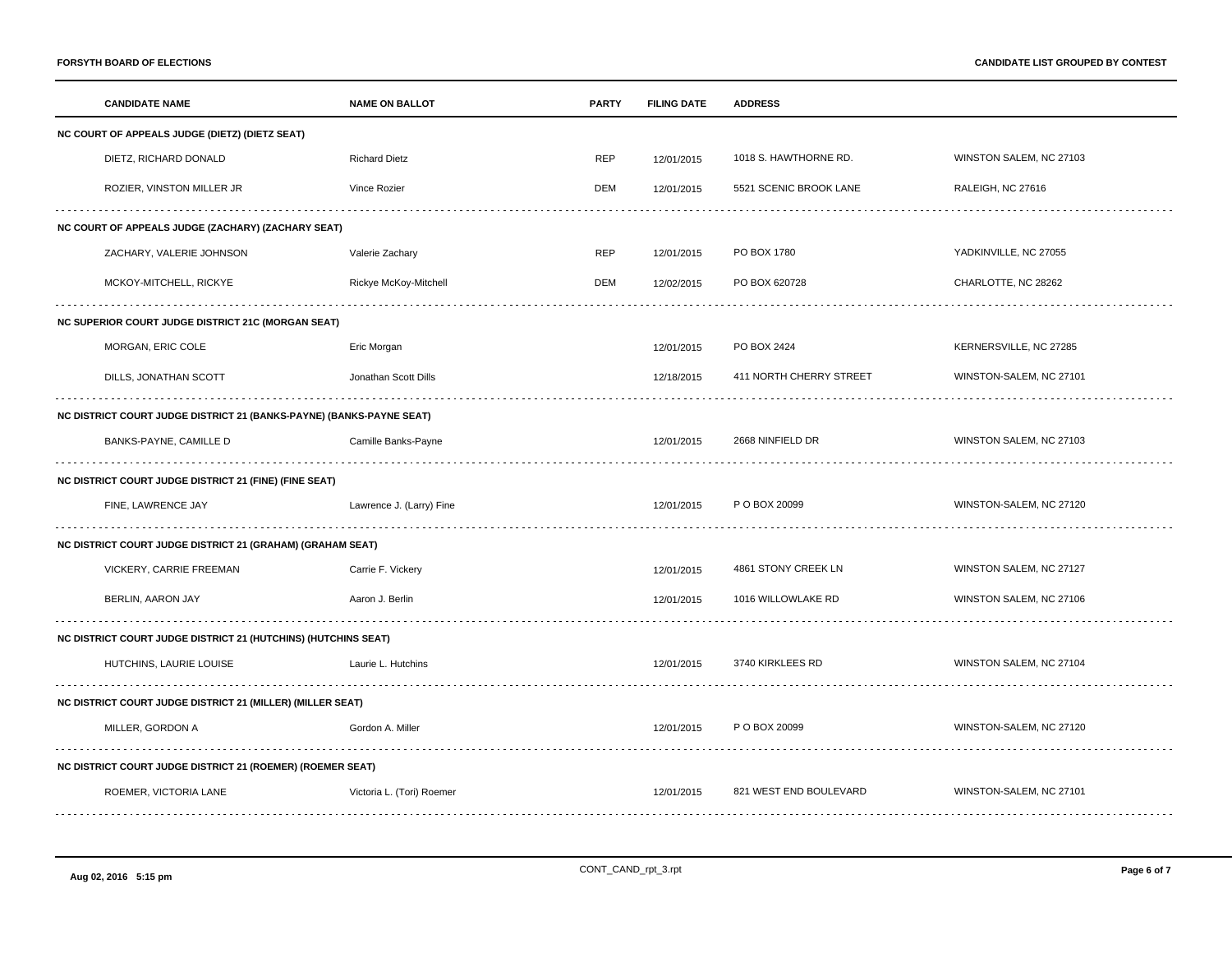| CANDIDATE NAME | NAME ON BALLOT | PARTY | FILING DATE | ADDRESS | |
|---|---|---|---|---|---|
| **NC COURT OF APPEALS JUDGE (DIETZ) (DIETZ SEAT)** | | | | | |
| DIETZ, RICHARD DONALD | Richard Dietz | REP | 12/01/2015 | 1018 S. HAWTHORNE RD. | WINSTON SALEM, NC 27103 |
| ROZIER, VINSTON MILLER JR | Vince Rozier | DEM | 12/01/2015 | 5521 SCENIC BROOK LANE | RALEIGH, NC 27616 |
| **NC COURT OF APPEALS JUDGE (ZACHARY) (ZACHARY SEAT)** | | | | | |
| ZACHARY, VALERIE JOHNSON | Valerie Zachary | REP | 12/01/2015 | PO BOX 1780 | YADKINVILLE, NC 27055 |
| MCKOY-MITCHELL, RICKYE | Rickye McKoy-Mitchell | DEM | 12/02/2015 | PO BOX 620728 | CHARLOTTE, NC 28262 |
| **NC SUPERIOR COURT JUDGE DISTRICT 21C (MORGAN SEAT)** | | | | | |
| MORGAN, ERIC COLE | Eric Morgan | | 12/01/2015 | PO BOX 2424 | KERNERSVILLE, NC 27285 |
| DILLS, JONATHAN SCOTT | Jonathan Scott Dills | | 12/18/2015 | 411 NORTH CHERRY STREET | WINSTON-SALEM, NC 27101 |
| **NC DISTRICT COURT JUDGE DISTRICT 21 (BANKS-PAYNE) (BANKS-PAYNE SEAT)** | | | | | |
| BANKS-PAYNE, CAMILLE D | Camille Banks-Payne | | 12/01/2015 | 2668 NINFIELD DR | WINSTON SALEM, NC 27103 |
| **NC DISTRICT COURT JUDGE DISTRICT 21 (FINE) (FINE SEAT)** | | | | | |
| FINE, LAWRENCE JAY | Lawrence J. (Larry) Fine | | 12/01/2015 | P O BOX 20099 | WINSTON-SALEM, NC 27120 |
| **NC DISTRICT COURT JUDGE DISTRICT 21 (GRAHAM) (GRAHAM SEAT)** | | | | | |
| VICKERY, CARRIE FREEMAN | Carrie F. Vickery | | 12/01/2015 | 4861 STONY CREEK LN | WINSTON SALEM, NC 27127 |
| BERLIN, AARON JAY | Aaron J. Berlin | | 12/01/2015 | 1016 WILLOWLAKE RD | WINSTON SALEM, NC 27106 |
| **NC DISTRICT COURT JUDGE DISTRICT 21 (HUTCHINS) (HUTCHINS SEAT)** | | | | | |
| HUTCHINS, LAURIE LOUISE | Laurie L. Hutchins | | 12/01/2015 | 3740 KIRKLEES RD | WINSTON SALEM, NC 27104 |
| **NC DISTRICT COURT JUDGE DISTRICT 21 (MILLER) (MILLER SEAT)** | | | | | |
| MILLER, GORDON A | Gordon A. Miller | | 12/01/2015 | P O BOX 20099 | WINSTON-SALEM, NC 27120 |
| **NC DISTRICT COURT JUDGE DISTRICT 21 (ROEMER) (ROEMER SEAT)** | | | | | |
| ROEMER, VICTORIA LANE | Victoria L. (Tori) Roemer | | 12/01/2015 | 821 WEST END BOULEVARD | WINSTON-SALEM, NC 27101 |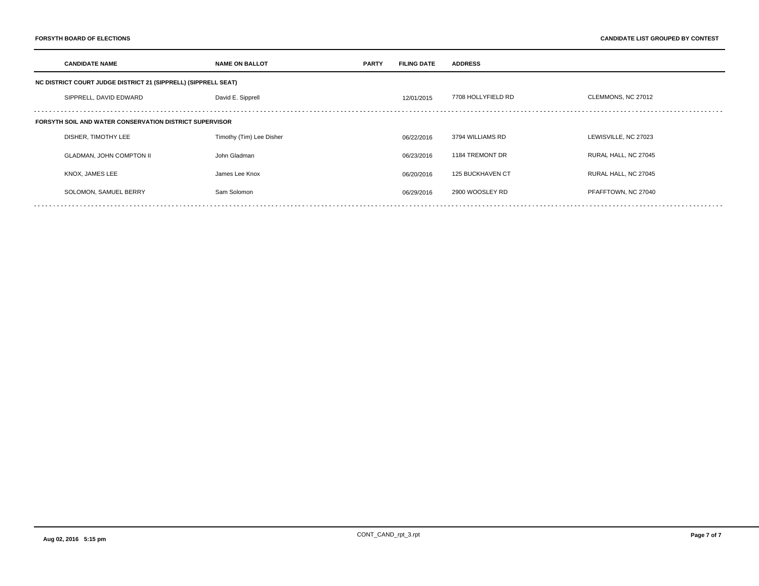| CANDIDATE NAME | NAME ON BALLOT | PARTY | FILING DATE | ADDRESS | |
|---|---|---|---|---|---|
| **NC DISTRICT COURT JUDGE DISTRICT 21 (SIPPRELL) (SIPPRELL SEAT)** | | | | | |
| SIPPRELL, DAVID EDWARD | David E. Sipprell | | 12/01/2015 | 7708 HOLLYFIELD RD | CLEMMONS, NC 27012 |
| **FORSYTH SOIL AND WATER CONSERVATION DISTRICT SUPERVISOR** | | | | | |
| DISHER, TIMOTHY LEE | Timothy (Tim) Lee Disher | | 06/22/2016 | 3794 WILLIAMS RD | LEWISVILLE, NC 27023 |
| GLADMAN, JOHN COMPTON II | John Gladman | | 06/23/2016 | 1184 TREMONT DR | RURAL HALL, NC 27045 |
| KNOX, JAMES LEE | James Lee Knox | | 06/20/2016 | 125 BUCKHAVEN CT | RURAL HALL, NC 27045 |
| SOLOMON, SAMUEL BERRY | Sam Solomon | | 06/29/2016 | 2900 WOOSLEY RD | PFAFFTOWN, NC 27040 |